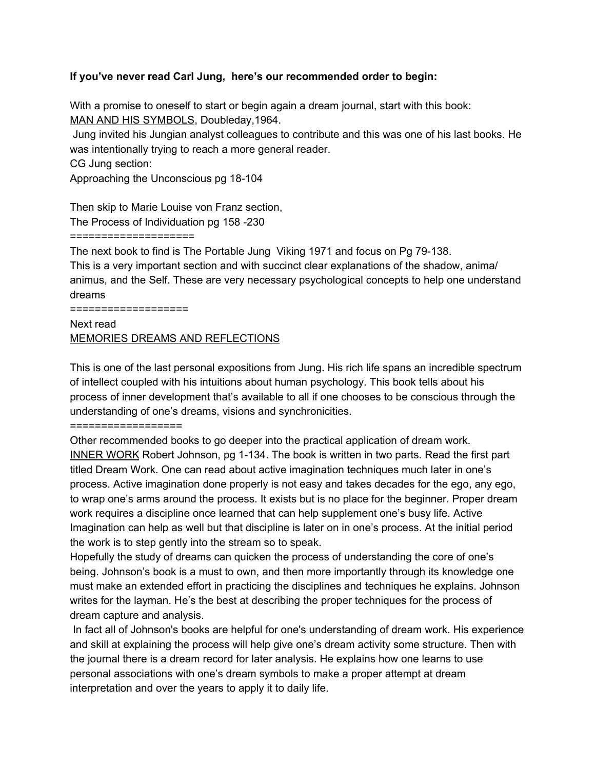**If you've never read Carl Jung,  here's our recommended order to begin:**

With a promise to oneself to start or begin again a dream journal, start with this book:
<u>MAN AND HIS SYMBOLS</u>, Doubleday,1964.
Jung invited his Jungian analyst colleagues to contribute and this was one of his last books. He was intentionally trying to reach a more general reader.
CG Jung section:
Approaching the Unconscious pg 18-104

Then skip to Marie Louise von Franz section,
The Process of Individuation pg 158 -230
===================
The next book to find is The Portable Jung  Viking 1971 and focus on Pg 79-138.
This is a very important section and with succinct clear explanations of the shadow, anima/ animus, and the Self. These are very necessary psychological concepts to help one understand dreams
==================
Next read
<u>MEMORIES DREAMS AND REFLECTIONS</u>

This is one of the last personal expositions from Jung. His rich life spans an incredible spectrum of intellect coupled with his intuitions about human psychology. This book tells about his process of inner development that's available to all if one chooses to be conscious through the understanding of one's dreams, visions and synchronicities.
=================
Other recommended books to go deeper into the practical application of dream work.
<u>INNER WORK</u> Robert Johnson, pg 1-134. The book is written in two parts. Read the first part titled Dream Work. One can read about active imagination techniques much later in one's process. Active imagination done properly is not easy and takes decades for the ego, any ego, to wrap one's arms around the process. It exists but is no place for the beginner. Proper dream work requires a discipline once learned that can help supplement one's busy life. Active Imagination can help as well but that discipline is later on in one's process. At the initial period the work is to step gently into the stream so to speak.
Hopefully the study of dreams can quicken the process of understanding the core of one's being. Johnson's book is a must to own, and then more importantly through its knowledge one must make an extended effort in practicing the disciplines and techniques he explains. Johnson writes for the layman. He's the best at describing the proper techniques for the process of dream capture and analysis.
In fact all of Johnson's books are helpful for one's understanding of dream work. His experience and skill at explaining the process will help give one's dream activity some structure. Then with the journal there is a dream record for later analysis. He explains how one learns to use personal associations with one's dream symbols to make a proper attempt at dream interpretation and over the years to apply it to daily life.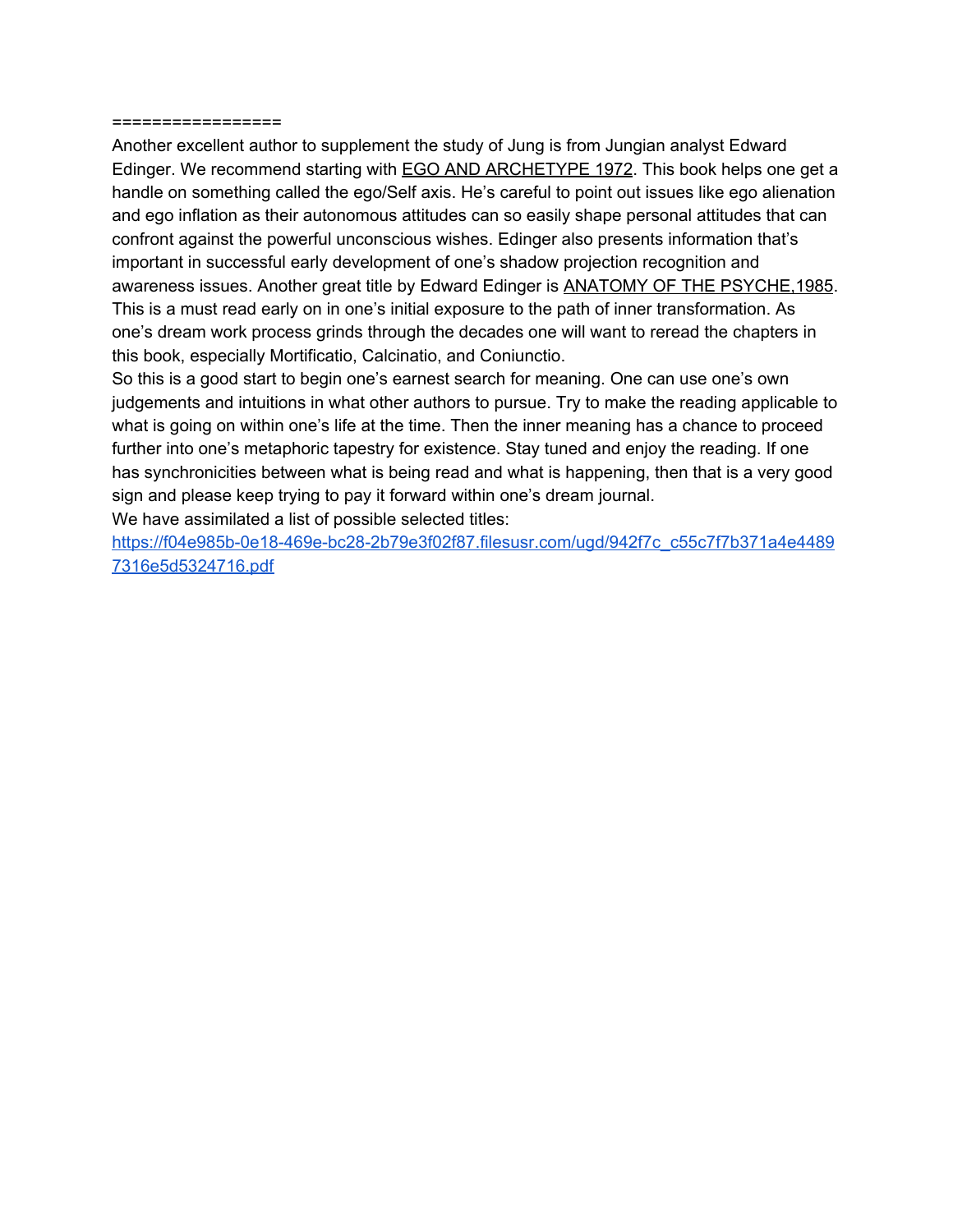=================

Another excellent author to supplement the study of Jung is from Jungian analyst Edward Edinger. We recommend starting with EGO AND ARCHETYPE 1972. This book helps one get a handle on something called the ego/Self axis. He's careful to point out issues like ego alienation and ego inflation as their autonomous attitudes can so easily shape personal attitudes that can confront against the powerful unconscious wishes. Edinger also presents information that's important in successful early development of one's shadow projection recognition and awareness issues. Another great title by Edward Edinger is ANATOMY OF THE PSYCHE,1985. This is a must read early on in one's initial exposure to the path of inner transformation. As one's dream work process grinds through the decades one will want to reread the chapters in this book, especially Mortificatio, Calcinatio, and Coniunctio.

So this is a good start to begin one's earnest search for meaning. One can use one's own judgements and intuitions in what other authors to pursue. Try to make the reading applicable to what is going on within one's life at the time. Then the inner meaning has a chance to proceed further into one's metaphoric tapestry for existence. Stay tuned and enjoy the reading. If one has synchronicities between what is being read and what is happening, then that is a very good sign and please keep trying to pay it forward within one's dream journal.

We have assimilated a list of possible selected titles:
https://f04e985b-0e18-469e-bc28-2b79e3f02f87.filesusr.com/ugd/942f7c_c55c7f7b371a4e44897316e5d5324716.pdf